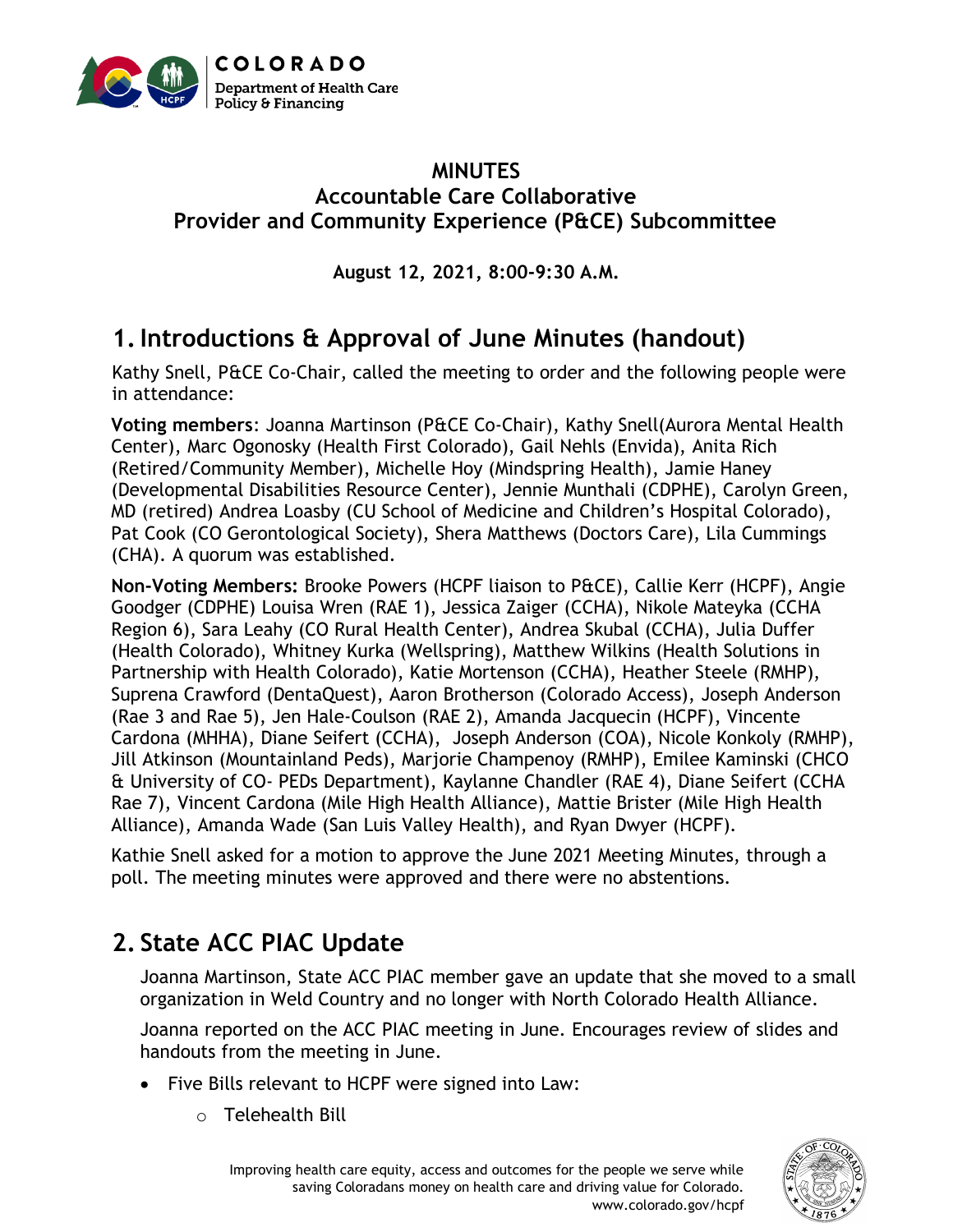# MINUTES
## Accountable Care Collaborative
## Provider and Community Experience (P&CE) Subcommittee

**August 12, 2021, 8:00-9:30 A.M.**

## 1. Introductions & Approval of June Minutes (handout)

Kathy Snell, P&CE Co-Chair, called the meeting to order and the following people were in attendance:

**Voting members**: Joanna Martinson (P&CE Co-Chair), Kathy Snell(Aurora Mental Health Center), Marc Ogonosky (Health First Colorado), Gail Nehls (Envida), Anita Rich (Retired/Community Member), Michelle Hoy (Mindspring Health), Jamie Haney (Developmental Disabilities Resource Center), Jennie Munthali (CDPHE), Carolyn Green, MD (retired) Andrea Loasby (CU School of Medicine and Children's Hospital Colorado), Pat Cook (CO Gerontological Society), Shera Matthews (Doctors Care), Lila Cummings (CHA). A quorum was established.

**Non-Voting Members:** Brooke Powers (HCPF liaison to P&CE), Callie Kerr (HCPF), Angie Goodger (CDPHE) Louisa Wren (RAE 1), Jessica Zaiger (CCHA), Nikole Mateyka (CCHA Region 6), Sara Leahy (CO Rural Health Center), Andrea Skubal (CCHA), Julia Duffer (Health Colorado), Whitney Kurka (Wellspring), Matthew Wilkins (Health Solutions in Partnership with Health Colorado), Katie Mortenson (CCHA), Heather Steele (RMHP), Suprena Crawford (DentaQuest), Aaron Brotherson (Colorado Access), Joseph Anderson (Rae 3 and Rae 5), Jen Hale-Coulson (RAE 2), Amanda Jacquecin (HCPF), Vincente Cardona (MHHA), Diane Seifert (CCHA), Joseph Anderson (COA), Nicole Konkoly (RMHP), Jill Atkinson (Mountainland Peds), Marjorie Champenoy (RMHP), Emilee Kaminski (CHCO & University of CO- PEDs Department), Kaylanne Chandler (RAE 4), Diane Seifert (CCHA Rae 7), Vincent Cardona (Mile High Health Alliance), Mattie Brister (Mile High Health Alliance), Amanda Wade (San Luis Valley Health), and Ryan Dwyer (HCPF).

Kathie Snell asked for a motion to approve the June 2021 Meeting Minutes, through a poll. The meeting minutes were approved and there were no abstentions.

## 2. State ACC PIAC Update

Joanna Martinson, State ACC PIAC member gave an update that she moved to a small organization in Weld Country and no longer with North Colorado Health Alliance.

Joanna reported on the ACC PIAC meeting in June. Encourages review of slides and handouts from the meeting in June.

- Five Bills relevant to HCPF were signed into Law:
  - Telehealth Bill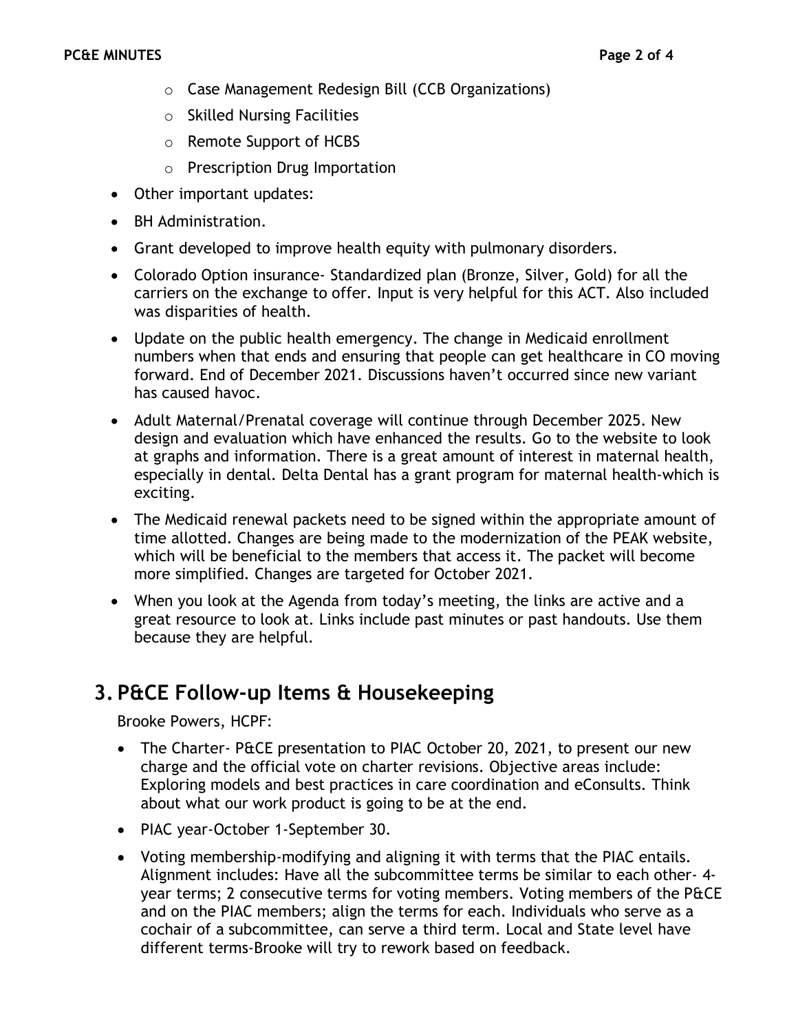- Case Management Redesign Bill (CCB Organizations)
  - Skilled Nursing Facilities
  - Remote Support of HCBS
  - Prescription Drug Importation
- Other important updates:
- BH Administration.
- Grant developed to improve health equity with pulmonary disorders.
- Colorado Option insurance- Standardized plan (Bronze, Silver, Gold) for all the carriers on the exchange to offer. Input is very helpful for this ACT. Also included was disparities of health.
- Update on the public health emergency. The change in Medicaid enrollment numbers when that ends and ensuring that people can get healthcare in CO moving forward. End of December 2021. Discussions haven't occurred since new variant has caused havoc.
- Adult Maternal/Prenatal coverage will continue through December 2025. New design and evaluation which have enhanced the results. Go to the website to look at graphs and information. There is a great amount of interest in maternal health, especially in dental. Delta Dental has a grant program for maternal health-which is exciting.
- The Medicaid renewal packets need to be signed within the appropriate amount of time allotted. Changes are being made to the modernization of the PEAK website, which will be beneficial to the members that access it. The packet will become more simplified. Changes are targeted for October 2021.
- When you look at the Agenda from today's meeting, the links are active and a great resource to look at. Links include past minutes or past handouts. Use them because they are helpful.

## 3. P&CE Follow-up Items & Housekeeping

Brooke Powers, HCPF:

- The Charter- P&CE presentation to PIAC October 20, 2021, to present our new charge and the official vote on charter revisions. Objective areas include: Exploring models and best practices in care coordination and eConsults. Think about what our work product is going to be at the end.
- PIAC year-October 1-September 30.
- Voting membership-modifying and aligning it with terms that the PIAC entails. Alignment includes: Have all the subcommittee terms be similar to each other- 4-year terms; 2 consecutive terms for voting members. Voting members of the P&CE and on the PIAC members; align the terms for each. Individuals who serve as a cochair of a subcommittee, can serve a third term. Local and State level have different terms-Brooke will try to rework based on feedback.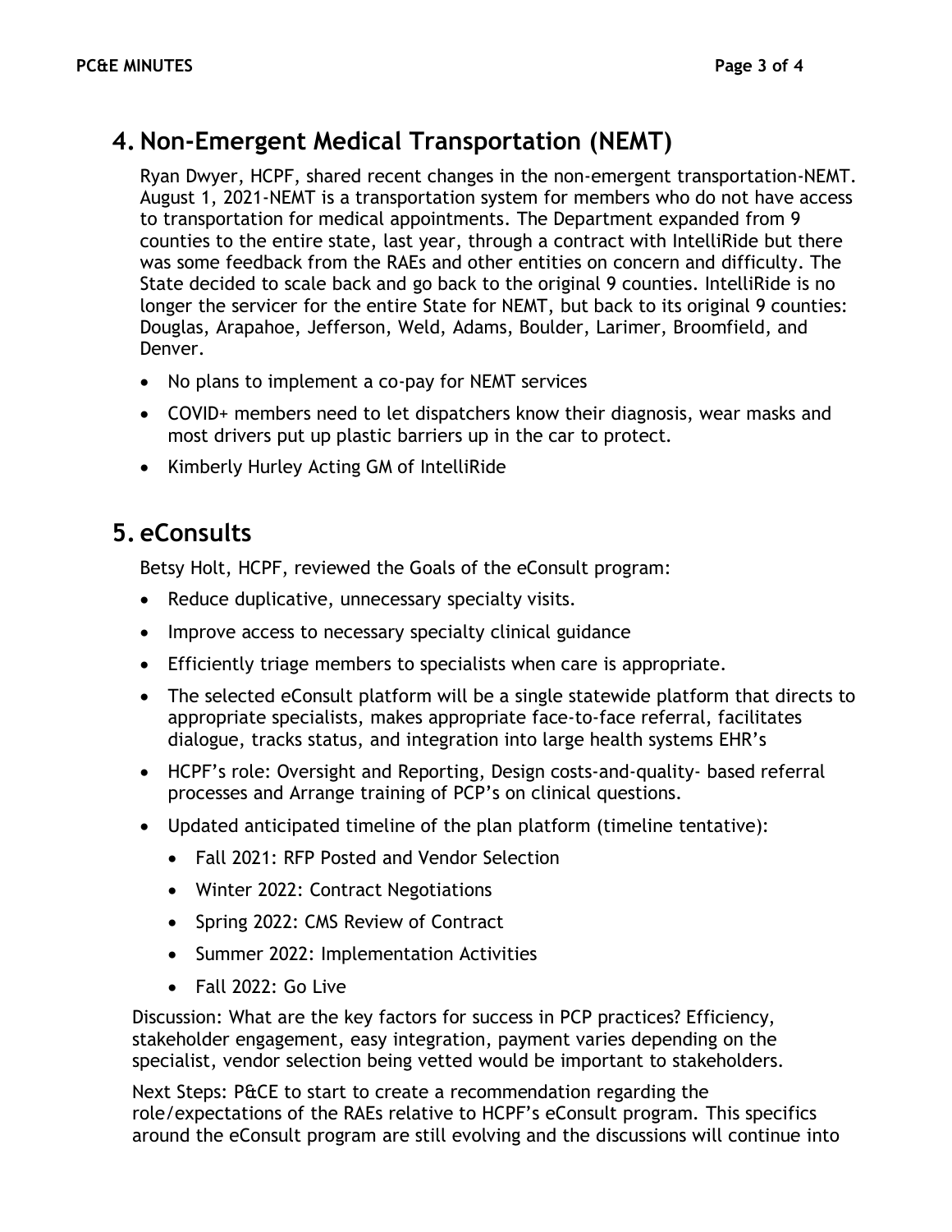## 4. Non-Emergent Medical Transportation (NEMT)

Ryan Dwyer, HCPF, shared recent changes in the non-emergent transportation-NEMT. August 1, 2021-NEMT is a transportation system for members who do not have access to transportation for medical appointments. The Department expanded from 9 counties to the entire state, last year, through a contract with IntelliRide but there was some feedback from the RAEs and other entities on concern and difficulty. The State decided to scale back and go back to the original 9 counties. IntelliRide is no longer the servicer for the entire State for NEMT, but back to its original 9 counties: Douglas, Arapahoe, Jefferson, Weld, Adams, Boulder, Larimer, Broomfield, and Denver.

- No plans to implement a co-pay for NEMT services
- COVID+ members need to let dispatchers know their diagnosis, wear masks and most drivers put up plastic barriers up in the car to protect.
- Kimberly Hurley Acting GM of IntelliRide

## 5. eConsults

Betsy Holt, HCPF, reviewed the Goals of the eConsult program:

- Reduce duplicative, unnecessary specialty visits.
- Improve access to necessary specialty clinical guidance
- Efficiently triage members to specialists when care is appropriate.
- The selected eConsult platform will be a single statewide platform that directs to appropriate specialists, makes appropriate face-to-face referral, facilitates dialogue, tracks status, and integration into large health systems EHR's
- HCPF's role: Oversight and Reporting, Design costs-and-quality- based referral processes and Arrange training of PCP's on clinical questions.
- Updated anticipated timeline of the plan platform (timeline tentative):
  - Fall 2021: RFP Posted and Vendor Selection
  - Winter 2022: Contract Negotiations
  - Spring 2022: CMS Review of Contract
  - Summer 2022: Implementation Activities
  - Fall 2022: Go Live

Discussion: What are the key factors for success in PCP practices? Efficiency, stakeholder engagement, easy integration, payment varies depending on the specialist, vendor selection being vetted would be important to stakeholders.

Next Steps: P&CE to start to create a recommendation regarding the role/expectations of the RAEs relative to HCPF's eConsult program. This specifics around the eConsult program are still evolving and the discussions will continue into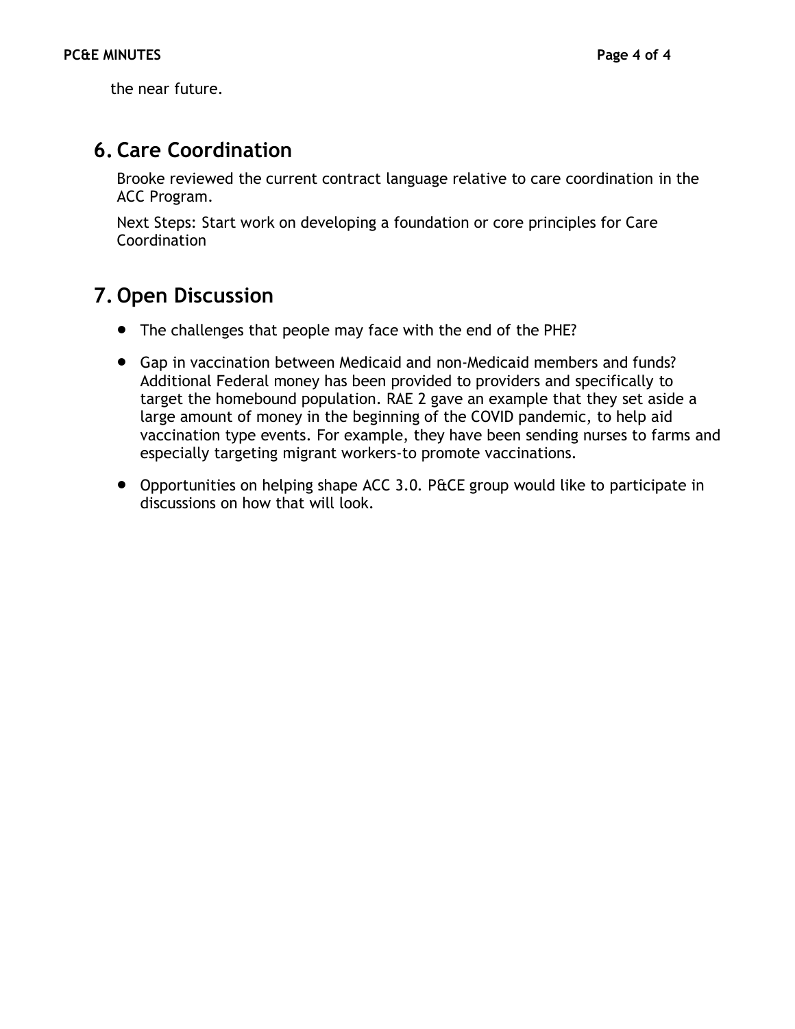the near future.

## 6. Care Coordination

Brooke reviewed the current contract language relative to care coordination in the ACC Program.

Next Steps: Start work on developing a foundation or core principles for Care Coordination

## 7. Open Discussion

- The challenges that people may face with the end of the PHE?
- Gap in vaccination between Medicaid and non-Medicaid members and funds? Additional Federal money has been provided to providers and specifically to target the homebound population. RAE 2 gave an example that they set aside a large amount of money in the beginning of the COVID pandemic, to help aid vaccination type events. For example, they have been sending nurses to farms and especially targeting migrant workers-to promote vaccinations.
- Opportunities on helping shape ACC 3.0. P&CE group would like to participate in discussions on how that will look.